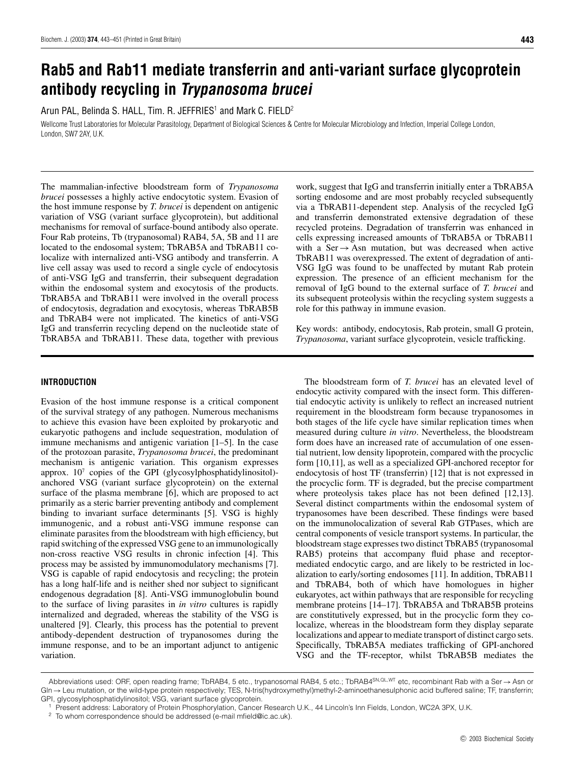# Rab5 and Rab11 mediate transferrin and anti-variant surface glycoprotein antibody recycling in *Trypanosoma brucei*

Arun PAL, Belinda S. HALL, Tim. R. JEFFRIES[1] and Mark C. FIELD[2]

Wellcome Trust Laboratories for Molecular Parasitology, Department of Biological Sciences & Centre for Molecular Microbiology and Infection, Imperial College London, London, SW7 2AY, U.K.

The mammalian-infective bloodstream form of *Trypanosoma brucei* possesses a highly active endocytotic system. Evasion of the host immune response by *T. brucei* is dependent on antigenic variation of VSG (variant surface glycoprotein), but additional mechanisms for removal of surface-bound antibody also operate. Four Rab proteins, Tb (trypanosomal) RAB4, 5A, 5B and 11 are located to the endosomal system; TbRAB5A and TbRAB11 colocalize with internalized anti-VSG antibody and transferrin. A live cell assay was used to record a single cycle of endocytosis of anti-VSG IgG and transferrin, their subsequent degradation within the endosomal system and exocytosis of the products. TbRAB5A and TbRAB11 were involved in the overall process of endocytosis, degradation and exocytosis, whereas TbRAB5B and TbRAB4 were not implicated. The kinetics of anti-VSG IgG and transferrin recycling depend on the nucleotide state of TbRAB5A and TbRAB11. These data, together with previous work, suggest that IgG and transferrin initially enter a TbRAB5A sorting endosome and are most probably recycled subsequently via a TbRAB11-dependent step. Analysis of the recycled IgG and transferrin demonstrated extensive degradation of these recycled proteins. Degradation of transferrin was enhanced in cells expressing increased amounts of TbRAB5A or TbRAB11 with a Ser → Asn mutation, but was decreased when active TbRAB11 was overexpressed. The extent of degradation of anti-VSG IgG was found to be unaffected by mutant Rab protein expression. The presence of an efficient mechanism for the removal of IgG bound to the external surface of *T. brucei* and its subsequent proteolysis within the recycling system suggests a role for this pathway in immune evasion.

Key words: antibody, endocytosis, Rab protein, small G protein, *Trypanosoma*, variant surface glycoprotein, vesicle trafficking.

## INTRODUCTION

Evasion of the host immune response is a critical component of the survival strategy of any pathogen. Numerous mechanisms to achieve this evasion have been exploited by prokaryotic and eukaryotic pathogens and include sequestration, modulation of immune mechanisms and antigenic variation [1–5]. In the case of the protozoan parasite, *Trypanosoma brucei*, the predominant mechanism is antigenic variation. This organism expresses approx. $10^7$ copies of the GPI (glycosylphosphatidylinositol)-anchored VSG (variant surface glycoprotein) on the external surface of the plasma membrane [6], which are proposed to act primarily as a steric barrier preventing antibody and complement binding to invariant surface determinants [5]. VSG is highly immunogenic, and a robust anti-VSG immune response can eliminate parasites from the bloodstream with high efficiency, but rapid switching of the expressed VSG gene to an immunologically non-cross reactive VSG results in chronic infection [4]. This process may be assisted by immunomodulatory mechanisms [7]. VSG is capable of rapid endocytosis and recycling; the protein has a long half-life and is neither shed nor subject to significant endogenous degradation [8]. Anti-VSG immunoglobulin bound to the surface of living parasites in *in vitro* cultures is rapidly internalized and degraded, whereas the stability of the VSG is unaltered [9]. Clearly, this process has the potential to prevent antibody-dependent destruction of trypanosomes during the immune response, and to be an important adjunct to antigenic variation.

The bloodstream form of *T. brucei* has an elevated level of endocytic activity compared with the insect form. This differential endocytic activity is unlikely to reflect an increased nutrient requirement in the bloodstream form because trypanosomes in both stages of the life cycle have similar replication times when measured during culture *in vitro*. Nevertheless, the bloodstream form does have an increased rate of accumulation of one essential nutrient, low density lipoprotein, compared with the procyclic form [10,11], as well as a specialized GPI-anchored receptor for endocytosis of host TF (transferrin) [12] that is not expressed in the procyclic form. TF is degraded, but the precise compartment where proteolysis takes place has not been defined [12,13]. Several distinct compartments within the endosomal system of trypanosomes have been described. These findings were based on the immunolocalization of several Rab GTPases, which are central components of vesicle transport systems. In particular, the bloodstream stage expresses two distinct TbRAB5 (trypanosomal RAB5) proteins that accompany fluid phase and receptor-mediated endocytic cargo, and are likely to be restricted in localization to early/sorting endosomes [11]. In addition, TbRAB11 and TbRAB4, both of which have homologues in higher eukaryotes, act within pathways that are responsible for recycling membrane proteins [14–17]. TbRAB5A and TbRAB5B proteins are constitutively expressed, but in the procyclic form they colocalize, whereas in the bloodstream form they display separate localizations and appear to mediate transport of distinct cargo sets. Specifically, TbRAB5A mediates trafficking of GPI-anchored VSG and the TF-receptor, whilst TbRAB5B mediates the

Abbreviations used: ORF, open reading frame; TbRAB4, 5 etc., trypanosomal RAB4, 5 etc.; TbRAB4[SN,QL,WT] etc, recombinant Rab with a Ser → Asn or Gln → Leu mutation, or the wild-type protein respectively; TES, N-tris(hydroxymethyl)methyl-2-aminoethanesulphonic acid buffered saline; TF, transferrin; GPI, glycosylphosphatidylinositol; VSG, variant surface glycoprotein.

[1] Present address: Laboratory of Protein Phosphorylation, Cancer Research U.K., 44 Lincoln's Inn Fields, London, WC2A 3PX, U.K.

[2] To whom correspondence should be addressed (e-mail mfield@ic.ac.uk).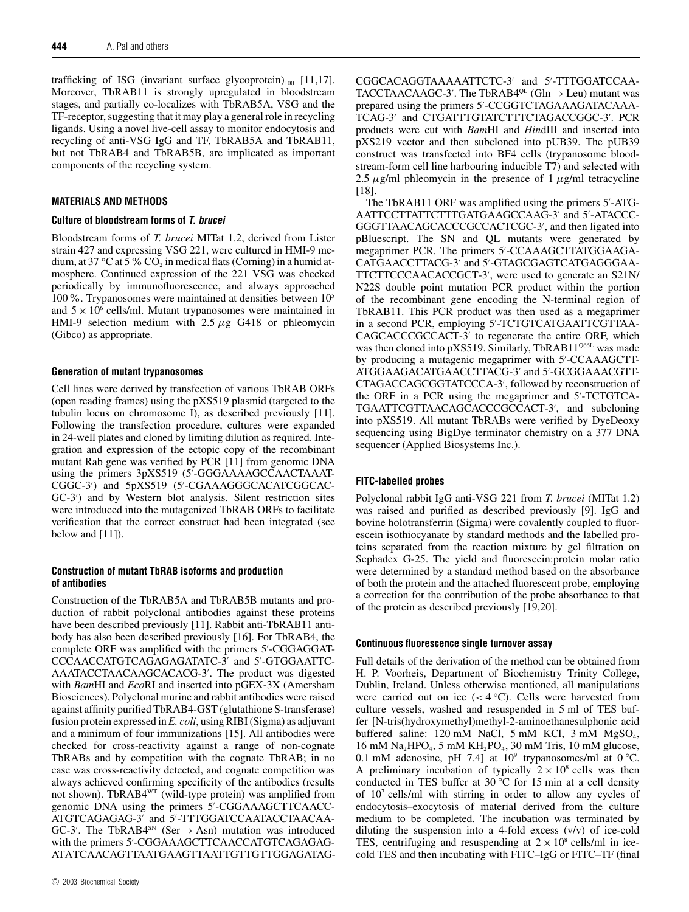trafficking of ISG (invariant surface glycoprotein)$_{100}$ [11,17]. Moreover, TbRAB11 is strongly upregulated in bloodstream stages, and partially co-localizes with TbRAB5A, VSG and the TF-receptor, suggesting that it may play a general role in recycling ligands. Using a novel live-cell assay to monitor endocytosis and recycling of anti-VSG IgG and TF, TbRAB5A and TbRAB11, but not TbRAB4 and TbRAB5B, are implicated as important components of the recycling system.

## MATERIALS AND METHODS

### Culture of bloodstream forms of *T. brucei*

Bloodstream forms of *T. brucei* MITat 1.2, derived from Lister strain 427 and expressing VSG 221, were cultured in HMI-9 medium, at 37 °C at 5 % $CO_2$ in medical flats (Corning) in a humid atmosphere. Continued expression of the 221 VSG was checked periodically by immunofluorescence, and always approached 100 %. Trypanosomes were maintained at densities between $10^5$ and $5 \times 10^6$ cells/ml. Mutant trypanosomes were maintained in HMI-9 selection medium with 2.5 $\mu$g G418 or phleomycin (Gibco) as appropriate.

### Generation of mutant trypanosomes

Cell lines were derived by transfection of various TbRAB ORFs (open reading frames) using the pXS519 plasmid (targeted to the tubulin locus on chromosome I), as described previously [11]. Following the transfection procedure, cultures were expanded in 24-well plates and cloned by limiting dilution as required. Integration and expression of the ectopic copy of the recombinant mutant Rab gene was verified by PCR [11] from genomic DNA using the primers 3pXS519 (5′-GGGAAAAGCCAACTAAATCGGC-3′) and 5pXS519 (5′-CGAAAGGGCACATCGGCACGC-3′) and by Western blot analysis. Silent restriction sites were introduced into the mutagenized TbRAB ORFs to facilitate verification that the correct construct had been integrated (see below and [11]).

### Construction of mutant TbRAB isoforms and production of antibodies

Construction of the TbRAB5A and TbRAB5B mutants and production of rabbit polyclonal antibodies against these proteins have been described previously [11]. Rabbit anti-TbRAB11 antibody has also been described previously [16]. For TbRAB4, the complete ORF was amplified with the primers 5′-CGGAGGATCCCAACCATGTCAGAGAGATATC-3′ and 5′-GTGGAATTCAAATACCTAACAAGCACACG-3′. The product was digested with *Bam*HI and *Eco*RI and inserted into pGEX-3X (Amersham Biosciences). Polyclonal murine and rabbit antibodies were raised against affinity purified TbRAB4-GST (glutathione S-transferase) fusion protein expressed in *E. coli*, using RIBI (Sigma) as adjuvant and a minimum of four immunizations [15]. All antibodies were checked for cross-reactivity against a range of non-cognate TbRABs and by competition with the cognate TbRAB; in no case was cross-reactivity detected, and cognate competition was always achieved confirming specificity of the antibodies (results not shown). TbRAB4$^{WT}$ (wild-type protein) was amplified from genomic DNA using the primers 5′-CGGAAAGCTTCAACCATGTCAGAGAG-3′ and 5′-TTTGGATCCAATACCTAACAAGC-3′. The TbRAB4$^{SN}$ (Ser → Asn) mutation was introduced with the primers 5′-CGGAAAGCTTCAACCATGTCAGAGAGATATCAACAGTTAATGAAGTTAATTGTTGTTGGAGATAGCGGCACAGGTAAAAATTCTC-3′ and 5′-TTTGGATCCAATACCTAACAAGC-3′. The TbRAB4$^{QL}$ (Gln → Leu) mutant was prepared using the primers 5′-CCGGTCTAGAAAGATACAAATCAG-3′ and CTGATTTGTATCTTTCTAGACCGGC-3′. PCR products were cut with *Bam*HI and *Hin*dIII and inserted into pXS219 vector and then subcloned into pUB39. The pUB39 construct was transfected into BF4 cells (trypanosome bloodstream-form cell line harbouring inducible T7) and selected with 2.5 $\mu$g/ml phleomycin in the presence of 1 $\mu$g/ml tetracycline [18].

The TbRAB11 ORF was amplified using the primers 5′-ATGAATTCCTTATTCTTTGATGAAGCCAAG-3′ and 5′-ATACCCGGGTTAACAGCACCCGCCACTCGC-3′, and then ligated into pBluescript. The SN and QL mutants were generated by megaprimer PCR. The primers 5′-CCAAAGCTTATGGAAGACATGAACCTTACG-3′ and 5′-GTAGCGAGTCATGAGGGAATTCTTCCCAACACCGCT-3′, were used to generate an S21N/N22S double point mutation PCR product within the portion of the recombinant gene encoding the N-terminal region of TbRAB11. This PCR product was then used as a megaprimer in a second PCR, employing 5′-TCTGTCATGAATTCGTTAACAGCACCCGCCACT-3′ to regenerate the entire ORF, which was then cloned into pXS519. Similarly, TbRAB11$^{Q66L}$ was made by producing a mutagenic megaprimer with 5′-CCAAAGCTTATGGAAGACATGAACCTTACG-3′ and 5′-GCGGAAACGTTCTAGACCAGCGGTATCCCA-3′, followed by reconstruction of the ORF in a PCR using the megaprimer and 5′-TCTGTCATGAATTCGTTAACAGCACCCGCCACT-3′, and subcloning into pXS519. All mutant TbRABs were verified by DyeDeoxy sequencing using BigDye terminator chemistry on a 377 DNA sequencer (Applied Biosystems Inc.).

### FITC-labelled probes

Polyclonal rabbit IgG anti-VSG 221 from *T. brucei* (MITat 1.2) was raised and purified as described previously [9]. IgG and bovine holotransferrin (Sigma) were covalently coupled to fluorescein isothiocyanate by standard methods and the labelled proteins separated from the reaction mixture by gel filtration on Sephadex G-25. The yield and fluorescein:protein molar ratio were determined by a standard method based on the absorbance of both the protein and the attached fluorescent probe, employing a correction for the contribution of the probe absorbance to that of the protein as described previously [19,20].

### Continuous fluorescence single turnover assay

Full details of the derivation of the method can be obtained from H. P. Voorheis, Department of Biochemistry Trinity College, Dublin, Ireland. Unless otherwise mentioned, all manipulations were carried out on ice (< 4 °C). Cells were harvested from culture vessels, washed and resuspended in 5 ml of TES buffer [N-tris(hydroxymethyl)methyl-2-aminoethanesulphonic acid buffered saline: 120 mM NaCl, 5 mM KCl, 3 mM $MgSO_4$, 16 mM $Na_2HPO_4$, 5 mM $KH_2PO_4$, 30 mM Tris, 10 mM glucose, 0.1 mM adenosine, pH 7.4] at $10^9$ trypanosomes/ml at 0 °C. A preliminary incubation of typically $2 \times 10^8$ cells was then conducted in TES buffer at 30 °C for 15 min at a cell density of $10^7$ cells/ml with stirring in order to allow any cycles of endocytosis–exocytosis of material derived from the culture medium to be completed. The incubation was terminated by diluting the suspension into a 4-fold excess (v/v) of ice-cold TES, centrifuging and resuspending at $2 \times 10^8$ cells/ml in ice-cold TES and then incubating with FITC–IgG or FITC–TF (final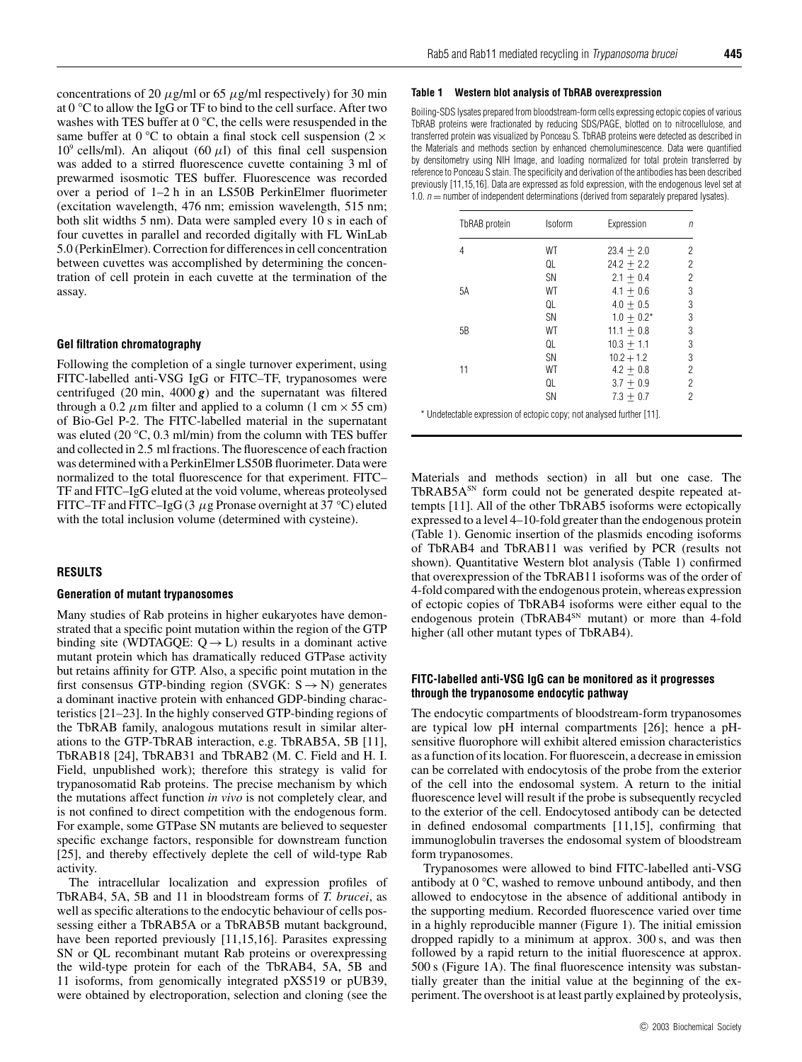concentrations of 20 μg/ml or 65 μg/ml respectively) for 30 min at 0 °C to allow the IgG or TF to bind to the cell surface. After two washes with TES buffer at 0 °C, the cells were resuspended in the same buffer at 0 °C to obtain a final stock cell suspension ($2 \times 10^9$ cells/ml). An aliqout (60 μl) of this final cell suspension was added to a stirred fluorescence cuvette containing 3 ml of prewarmed isosmotic TES buffer. Fluorescence was recorded over a period of 1–2 h in an LS50B PerkinElmer fluorimeter (excitation wavelength, 476 nm; emission wavelength, 515 nm; both slit widths 5 nm). Data were sampled every 10 s in each of four cuvettes in parallel and recorded digitally with FL WinLab 5.0 (PerkinElmer). Correction for differences in cell concentration between cuvettes was accomplished by determining the concentration of cell protein in each cuvette at the termination of the assay.

#### Gel filtration chromatography

Following the completion of a single turnover experiment, using FITC-labelled anti-VSG IgG or FITC–TF, trypanosomes were centrifuged (20 min, 4000 ***g***) and the supernatant was filtered through a 0.2 μm filter and applied to a column (1 cm × 55 cm) of Bio-Gel P-2. The FITC-labelled material in the supernatant was eluted (20 °C, 0.3 ml/min) from the column with TES buffer and collected in 2.5 ml fractions. The fluorescence of each fraction was determined with a PerkinElmer LS50B fluorimeter. Data were normalized to the total fluorescence for that experiment. FITC–TF and FITC–IgG eluted at the void volume, whereas proteolysed FITC–TF and FITC–IgG (3 μg Pronase overnight at 37 °C) eluted with the total inclusion volume (determined with cysteine).

## RESULTS

#### Generation of mutant trypanosomes

Many studies of Rab proteins in higher eukaryotes have demonstrated that a specific point mutation within the region of the GTP binding site (WDTAGQE: Q → L) results in a dominant active mutant protein which has dramatically reduced GTPase activity but retains affinity for GTP. Also, a specific point mutation in the first consensus GTP-binding region (SVGK: S → N) generates a dominant inactive protein with enhanced GDP-binding characteristics [21–23]. In the highly conserved GTP-binding regions of the TbRAB family, analogous mutations result in similar alterations to the GTP-TbRAB interaction, e.g. TbRAB5A, 5B [11], TbRAB18 [24], TbRAB31 and TbRAB2 (M. C. Field and H. I. Field, unpublished work); therefore this strategy is valid for trypanosomatid Rab proteins. The precise mechanism by which the mutations affect function *in vivo* is not completely clear, and is not confined to direct competition with the endogenous form. For example, some GTPase SN mutants are believed to sequester specific exchange factors, responsible for downstream function [25], and thereby effectively deplete the cell of wild-type Rab activity.

The intracellular localization and expression profiles of TbRAB4, 5A, 5B and 11 in bloodstream forms of *T. brucei*, as well as specific alterations to the endocytic behaviour of cells possessing either a TbRAB5A or a TbRAB5B mutant background, have been reported previously [11,15,16]. Parasites expressing SN or QL recombinant mutant Rab proteins or overexpressing the wild-type protein for each of the TbRAB4, 5A, 5B and 11 isoforms, from genomically integrated pXS519 or pUB39, were obtained by electroporation, selection and cloning (see the Materials and methods section) in all but one case. The TbRAB5A[SN] form could not be generated despite repeated attempts [11]. All of the other TbRAB5 isoforms were ectopically expressed to a level 4–10-fold greater than the endogenous protein (Table 1). Genomic insertion of the plasmids encoding isoforms of TbRAB4 and TbRAB11 was verified by PCR (results not shown). Quantitative Western blot analysis (Table 1) confirmed that overexpression of the TbRAB11 isoforms was of the order of 4-fold compared with the endogenous protein, whereas expression of ectopic copies of TbRAB4 isoforms were either equal to the endogenous protein (TbRAB4[SN] mutant) or more than 4-fold higher (all other mutant types of TbRAB4).

**Table 1 Western blot analysis of TbRAB overexpression**

Boiling-SDS lysates prepared from bloodstream-form cells expressing ectopic copies of various TbRAB proteins were fractionated by reducing SDS/PAGE, blotted on to nitrocellulose, and transferred protein was visualized by Ponceau S. TbRAB proteins were detected as described in the Materials and methods section by enhanced chemoluminescence. Data were quantified by densitometry using NIH Image, and loading normalized for total protein transferred by reference to Ponceau S stain. The specificity and derivation of the antibodies has been described previously [11,15,16]. Data are expressed as fold expression, with the endogenous level set at 1.0. *n* = number of independent determinations (derived from separately prepared lysates).

| TbRAB protein | Isoform | Expression | *n* |
|---|---|---|---|
| 4 | WT | 23.4 ± 2.0 | 2 |
| | QL | 24.2 ± 2.2 | 2 |
| | SN | 2.1 ± 0.4 | 2 |
| 5A | WT | 4.1 ± 0.6 | 3 |
| | QL | 4.0 ± 0.5 | 3 |
| | SN | 1.0 ± 0.2* | 3 |
| 5B | WT | 11.1 ± 0.8 | 3 |
| | QL | 10.3 ± 1.1 | 3 |
| | SN | 10.2 ± 1.2 | 3 |
| 11 | WT | 4.2 ± 0.8 | 2 |
| | QL | 3.7 ± 0.9 | 2 |
| | SN | 7.3 ± 0.7 | 2 |

\* Undetectable expression of ectopic copy; not analysed further [11].

#### FITC-labelled anti-VSG IgG can be monitored as it progresses through the trypanosome endocytic pathway

The endocytic compartments of bloodstream-form trypanosomes are typical low pH internal compartments [26]; hence a pH-sensitive fluorophore will exhibit altered emission characteristics as a function of its location. For fluorescein, a decrease in emission can be correlated with endocytosis of the probe from the exterior of the cell into the endosomal system. A return to the initial fluorescence level will result if the probe is subsequently recycled to the exterior of the cell. Endocytosed antibody can be detected in defined endosomal compartments [11,15], confirming that immunoglobulin traverses the endosomal system of bloodstream form trypanosomes.

Trypanosomes were allowed to bind FITC-labelled anti-VSG antibody at 0 °C, washed to remove unbound antibody, and then allowed to endocytose in the absence of additional antibody in the supporting medium. Recorded fluorescence varied over time in a highly reproducible manner (Figure 1). The initial emission dropped rapidly to a minimum at approx. 300 s, and was then followed by a rapid return to the initial fluorescence at approx. 500 s (Figure 1A). The final fluorescence intensity was substantially greater than the initial value at the beginning of the experiment. The overshoot is at least partly explained by proteolysis,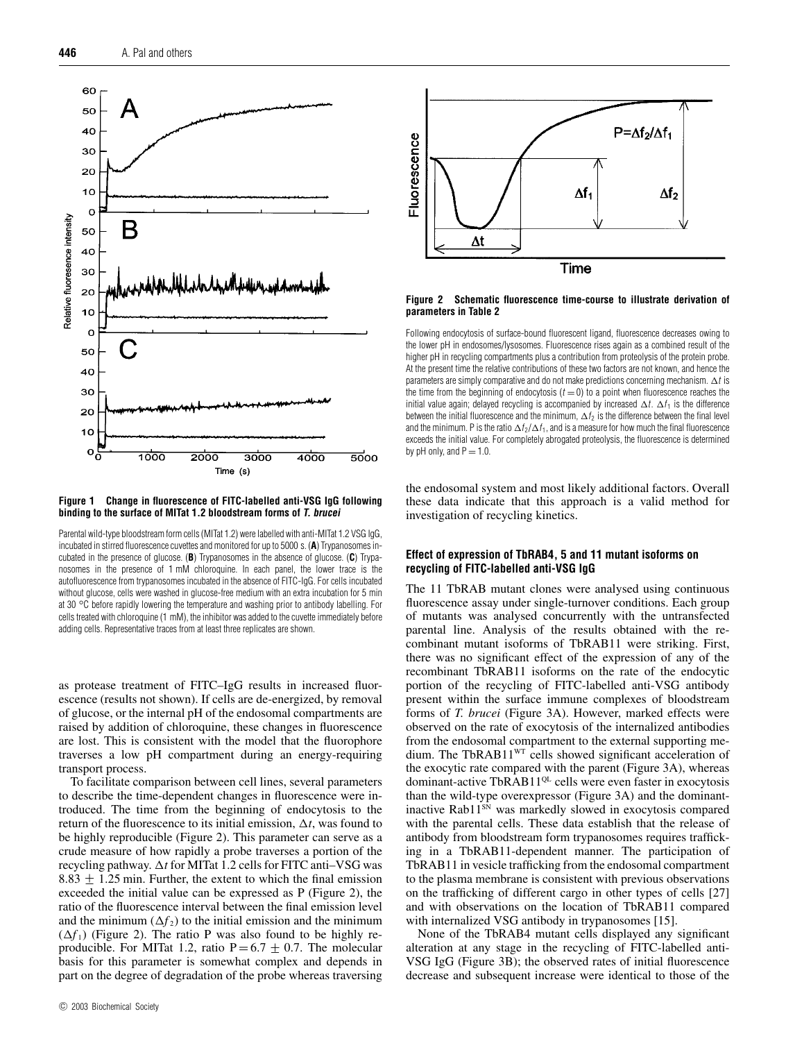**Figure 1 Change in fluorescence of FITC-labelled anti-VSG IgG following binding to the surface of MITat 1.2 bloodstream forms of *T. brucei***

Parental wild-type bloodstream form cells (MITat 1.2) were labelled with anti-MITat 1.2 VSG IgG, incubated in stirred fluorescence cuvettes and monitored for up to 5000 s. (**A**) Trypanosomes incubated in the presence of glucose. (**B**) Trypanosomes in the absence of glucose. (**C**) Trypanosomes in the presence of 1 mM chloroquine. In each panel, the lower trace is the autofluorescence from trypanosomes incubated in the absence of FITC-IgG. For cells incubated without glucose, cells were washed in glucose-free medium with an extra incubation for 5 min at 30 °C before rapidly lowering the temperature and washing prior to antibody labelling. For cells treated with chloroquine (1 mM), the inhibitor was added to the cuvette immediately before adding cells. Representative traces from at least three replicates are shown.

as protease treatment of FITC–IgG results in increased fluorescence (results not shown). If cells are de-energized, by removal of glucose, or the internal pH of the endosomal compartments are raised by addition of chloroquine, these changes in fluorescence are lost. This is consistent with the model that the fluorophore traverses a low pH compartment during an energy-requiring transport process.

To facilitate comparison between cell lines, several parameters to describe the time-dependent changes in fluorescence were introduced. The time from the beginning of endocytosis to the return of the fluorescence to its initial emission, $\Delta t$, was found to be highly reproducible (Figure 2). This parameter can serve as a crude measure of how rapidly a probe traverses a portion of the recycling pathway. $\Delta t$ for MITat 1.2 cells for FITC anti–VSG was $8.83 \pm 1.25$ min. Further, the extent to which the final emission exceeded the initial value can be expressed as P (Figure 2), the ratio of the fluorescence interval between the final emission level and the minimum ($\Delta f_2$) to the initial emission and the minimum ($\Delta f_1$) (Figure 2). The ratio P was also found to be highly reproducible. For MITat 1.2, ratio $P = 6.7 \pm 0.7$. The molecular basis for this parameter is somewhat complex and depends in part on the degree of degradation of the probe whereas traversing the endosomal system and most likely additional factors. Overall these data indicate that this approach is a valid method for investigation of recycling kinetics.

**Figure 2 Schematic fluorescence time-course to illustrate derivation of parameters in Table 2**

Following endocytosis of surface-bound fluorescent ligand, fluorescence decreases owing to the lower pH in endosomes/lysosomes. Fluorescence rises again as a combined result of the higher pH in recycling compartments plus a contribution from proteolysis of the protein probe. At the present time the relative contributions of these two factors are not known, and hence the parameters are simply comparative and do not make predictions concerning mechanism. $\Delta t$ is the time from the beginning of endocytosis ($t = 0$) to a point when fluorescence reaches the initial value again; delayed recycling is accompanied by increased $\Delta t$. $\Delta f_1$ is the difference between the initial fluorescence and the minimum, $\Delta f_2$ is the difference between the final level and the minimum. P is the ratio $\Delta f_2/\Delta f_1$, and is a measure for how much the final fluorescence exceeds the initial value. For completely abrogated proteolysis, the fluorescence is determined by pH only, and $P = 1.0$.

### Effect of expression of TbRAB4, 5 and 11 mutant isoforms on recycling of FITC-labelled anti-VSG IgG

The 11 TbRAB mutant clones were analysed using continuous fluorescence assay under single-turnover conditions. Each group of mutants was analysed concurrently with the untransfected parental line. Analysis of the results obtained with the recombinant mutant isoforms of TbRAB11 were striking. First, there was no significant effect of the expression of any of the recombinant TbRAB11 isoforms on the rate of the endocytic portion of the recycling of FITC-labelled anti-VSG antibody present within the surface immune complexes of bloodstream forms of *T. brucei* (Figure 3A). However, marked effects were observed on the rate of exocytosis of the internalized antibodies from the endosomal compartment to the external supporting medium. The TbRAB11$^{WT}$ cells showed significant acceleration of the exocytic rate compared with the parent (Figure 3A), whereas dominant-active TbRAB11$^{QL}$ cells were even faster in exocytosis than the wild-type overexpressor (Figure 3A) and the dominant-inactive Rab11$^{SN}$ was markedly slowed in exocytosis compared with the parental cells. These data establish that the release of antibody from bloodstream form trypanosomes requires trafficking in a TbRAB11-dependent manner. The participation of TbRAB11 in vesicle trafficking from the endosomal compartment to the plasma membrane is consistent with previous observations on the trafficking of different cargo in other types of cells [27] and with observations on the location of TbRAB11 compared with internalized VSG antibody in trypanosomes [15].

None of the TbRAB4 mutant cells displayed any significant alteration at any stage in the recycling of FITC-labelled anti-VSG IgG (Figure 3B); the observed rates of initial fluorescence decrease and subsequent increase were identical to those of the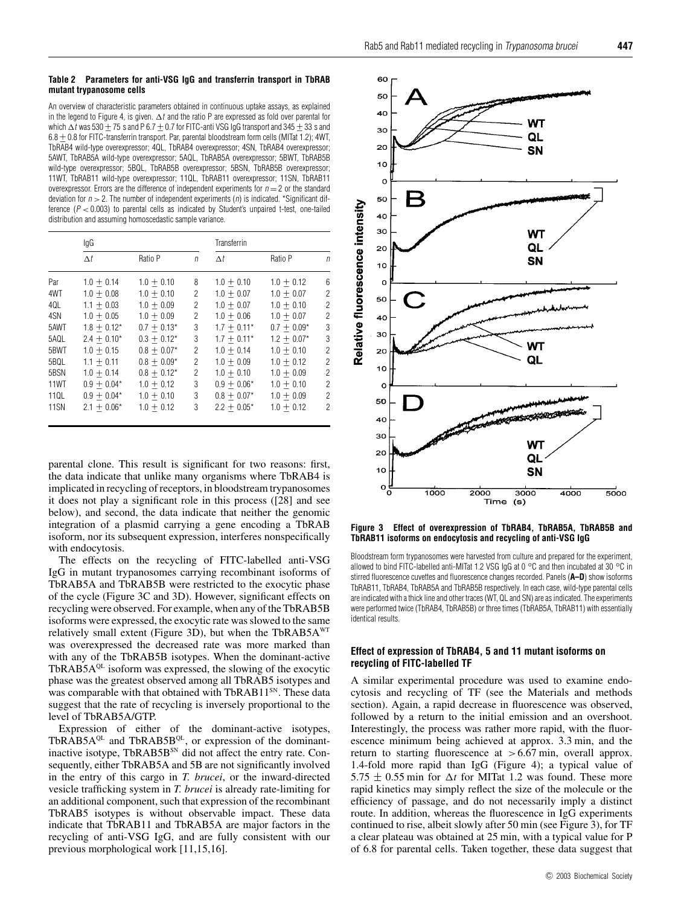**Table 2 Parameters for anti-VSG IgG and transferrin transport in TbRAB mutant trypanosome cells**

An overview of characteristic parameters obtained in continuous uptake assays, as explained in the legend to Figure 4, is given. $\Delta t$ and the ratio P are expressed as fold over parental for which $\Delta t$ was 530 ± 75 s and P 6.7 ± 0.7 for FITC-anti VSG IgG transport and 345 ± 33 s and 6.8 ± 0.8 for FITC-transferrin transport. Par, parental bloodstream form cells (MITat 1.2); 4WT, TbRAB4 wild-type overexpressor; 4QL, TbRAB4 overexpressor; 4SN, TbRAB4 overexpressor; 5AWT, TbRAB5A wild-type overexpressor; 5AQL, TbRAB5A overexpressor; 5BWT, TbRAB5B wild-type overexpressor; 5BQL, TbRAB5B overexpressor; 5BSN, TbRAB5B overexpressor; 11WT, TbRAB11 wild-type overexpressor; 11QL, TbRAB11 overexpressor; 11SN, TbRAB11 overexpressor. Errors are the difference of independent experiments for $n = 2$ or the standard deviation for $n > 2$. The number of independent experiments ($n$) is indicated. *Significant difference ($P < 0.003$) to parental cells as indicated by Student's unpaired t-test, one-tailed distribution and assuming homoscedastic sample variance.

| | IgG | | | Transferrin | | |
|---|---|---|---|---|---|---|
| | $\Delta t$ | Ratio P | $n$ | $\Delta t$ | Ratio P | $n$ |
| Par | 1.0 ± 0.14 | 1.0 ± 0.10 | 8 | 1.0 ± 0.10 | 1.0 ± 0.12 | 6 |
| 4WT | 1.0 ± 0.08 | 1.0 ± 0.10 | 2 | 1.0 ± 0.07 | 1.0 ± 0.07 | 2 |
| 4QL | 1.1 ± 0.03 | 1.0 ± 0.09 | 2 | 1.0 ± 0.07 | 1.0 ± 0.10 | 2 |
| 4SN | 1.0 ± 0.05 | 1.0 ± 0.09 | 2 | 1.0 ± 0.06 | 1.0 ± 0.07 | 2 |
| 5AWT | 1.8 ± 0.12* | 0.7 ± 0.13* | 3 | 1.7 ± 0.11* | 0.7 ± 0.09* | 3 |
| 5AQL | 2.4 ± 0.10* | 0.3 ± 0.12* | 3 | 1.7 ± 0.11* | 1.2 ± 0.07* | 3 |
| 5BWT | 1.0 ± 0.15 | 0.8 ± 0.07* | 2 | 1.0 ± 0.14 | 1.0 ± 0.10 | 2 |
| 5BQL | 1.1 ± 0.11 | 0.8 ± 0.09* | 2 | 1.0 ± 0.09 | 1.0 ± 0.12 | 2 |
| 5BSN | 1.0 ± 0.14 | 0.8 ± 0.12* | 2 | 1.0 ± 0.10 | 1.0 ± 0.09 | 2 |
| 11WT | 0.9 ± 0.04* | 1.0 ± 0.12 | 3 | 0.9 ± 0.06* | 1.0 ± 0.10 | 2 |
| 11QL | 0.9 ± 0.04* | 1.0 ± 0.10 | 3 | 0.8 ± 0.07* | 1.0 ± 0.09 | 2 |
| 11SN | 2.1 ± 0.06* | 1.0 ± 0.12 | 3 | 2.2 ± 0.05* | 1.0 ± 0.12 | 2 |

parental clone. This result is significant for two reasons: first, the data indicate that unlike many organisms where TbRAB4 is implicated in recycling of receptors, in bloodstream trypanosomes it does not play a significant role in this process ([28] and see below), and second, the data indicate that neither the genomic integration of a plasmid carrying a gene encoding a TbRAB isoform, nor its subsequent expression, interferes nonspecifically with endocytosis.

The effects on the recycling of FITC-labelled anti-VSG IgG in mutant trypanosomes carrying recombinant isoforms of TbRAB5A and TbRAB5B were restricted to the exocytic phase of the cycle (Figure 3C and 3D). However, significant effects on recycling were observed. For example, when any of the TbRAB5B isoforms were expressed, the exocytic rate was slowed to the same relatively small extent (Figure 3D), but when the $TbRAB5A^{WT}$ was overexpressed the decreased rate was more marked than with any of the TbRAB5B isotypes. When the dominant-active $TbRAB5A^{QL}$ isoform was expressed, the slowing of the exocytic phase was the greatest observed among all TbRAB5 isotypes and was comparable with that obtained with $TbRAB11^{SN}$. These data suggest that the rate of recycling is inversely proportional to the level of TbRAB5A/GTP.

Expression of either of the dominant-active isotypes, $TbRAB5A^{QL}$ and $TbRAB5B^{QL}$, or expression of the dominant-inactive isotype, $TbRAB5B^{SN}$ did not affect the entry rate. Consequently, either TbRAB5A and 5B are not significantly involved in the entry of this cargo in *T. brucei*, or the inward-directed vesicle trafficking system in *T. brucei* is already rate-limiting for an additional component, such that expression of the recombinant TbRAB5 isotypes is without observable impact. These data indicate that TbRAB11 and TbRAB5A are major factors in the recycling of anti-VSG IgG, and are fully consistent with our previous morphological work [11,15,16].

**Figure 3 Effect of overexpression of TbRAB4, TbRAB5A, TbRAB5B and TbRAB11 isoforms on endocytosis and recycling of anti-VSG IgG**

Bloodstream form trypanosomes were harvested from culture and prepared for the experiment, allowed to bind FITC-labelled anti-MITat 1.2 VSG IgG at 0 °C and then incubated at 30 °C in stirred fluorescence cuvettes and fluorescence changes recorded. Panels (**A–D**) show isoforms TbRAB11, TbRAB4, TbRAB5A and TbRAB5B respectively. In each case, wild-type parental cells are indicated with a thick line and other traces (WT, QL and SN) are as indicated. The experiments were performed twice (TbRAB4, TbRAB5B) or three times (TbRAB5A, TbRAB11) with essentially identical results.

### Effect of expression of TbRAB4, 5 and 11 mutant isoforms on recycling of FITC-labelled TF

A similar experimental procedure was used to examine endocytosis and recycling of TF (see the Materials and methods section). Again, a rapid decrease in fluorescence was observed, followed by a return to the initial emission and an overshoot. Interestingly, the process was rather more rapid, with the fluorescence minimum being achieved at approx. 3.3 min, and the return to starting fluorescence at > 6.67 min, overall approx. 1.4-fold more rapid than IgG (Figure 4); a typical value of 5.75 ± 0.55 min for $\Delta t$ for MITat 1.2 was found. These more rapid kinetics may simply reflect the size of the molecule or the efficiency of passage, and do not necessarily imply a distinct route. In addition, whereas the fluorescence in IgG experiments continued to rise, albeit slowly after 50 min (see Figure 3), for TF a clear plateau was obtained at 25 min, with a typical value for P of 6.8 for parental cells. Taken together, these data suggest that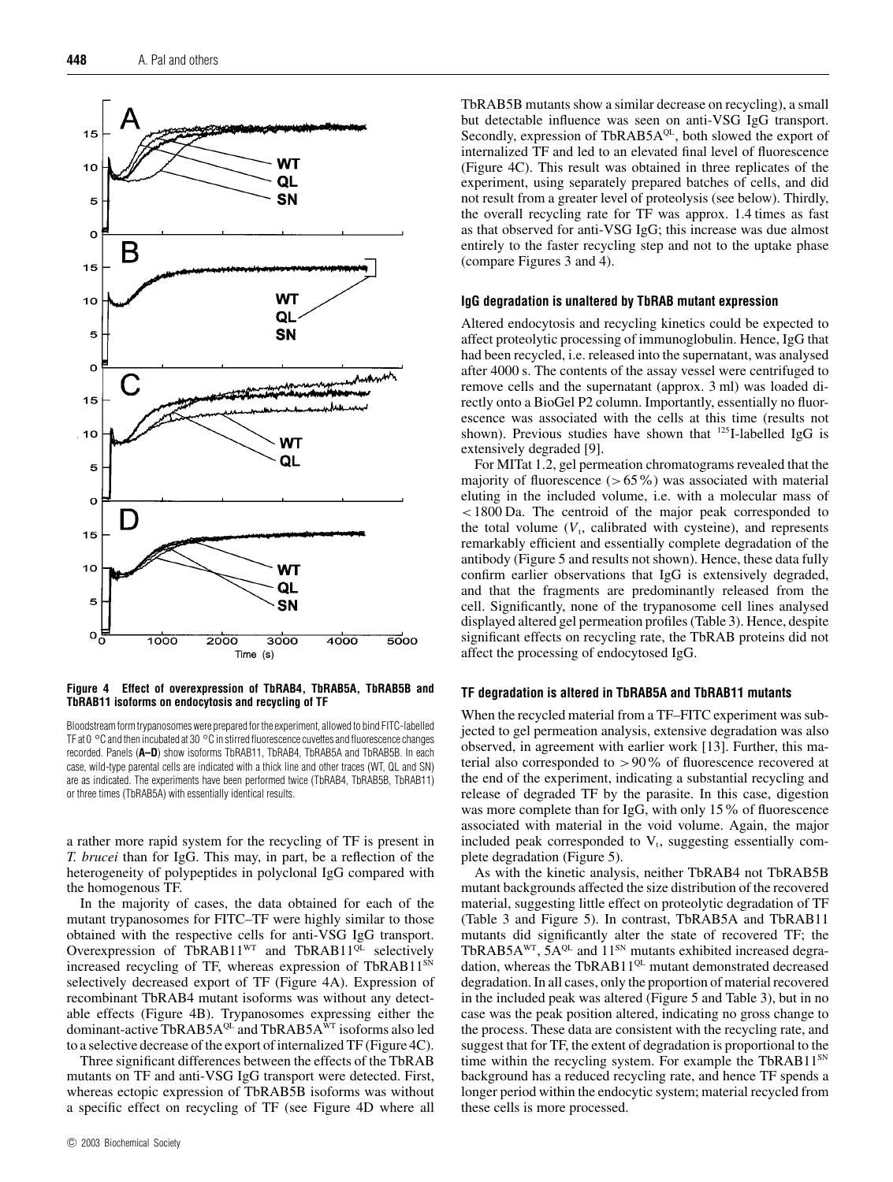**Figure 4 Effect of overexpression of TbRAB4, TbRAB5A, TbRAB5B and TbRAB11 isoforms on endocytosis and recycling of TF**

Bloodstream form trypanosomes were prepared for the experiment, allowed to bind FITC-labelled TF at 0 °C and then incubated at 30 °C in stirred fluorescence cuvettes and fluorescence changes recorded. Panels (**A–D**) show isoforms TbRAB11, TbRAB4, TbRAB5A and TbRAB5B. In each case, wild-type parental cells are indicated with a thick line and other traces (WT, QL and SN) are as indicated. The experiments have been performed twice (TbRAB4, TbRAB5B, TbRAB11) or three times (TbRAB5A) with essentially identical results.

a rather more rapid system for the recycling of TF is present in *T. brucei* than for IgG. This may, in part, be a reflection of the heterogeneity of polypeptides in polyclonal IgG compared with the homogenous TF.

In the majority of cases, the data obtained for each of the mutant trypanosomes for FITC–TF were highly similar to those obtained with the respective cells for anti-VSG IgG transport. Overexpression of $TbRAB11^{WT}$ and $TbRAB11^{QL}$ selectively increased recycling of TF, whereas expression of $TbRAB11^{SN}$ selectively decreased export of TF (Figure 4A). Expression of recombinant TbRAB4 mutant isoforms was without any detectable effects (Figure 4B). Trypanosomes expressing either the dominant-active $TbRAB5A^{QL}$ and $TbRAB5A^{WT}$ isoforms also led to a selective decrease of the export of internalized TF (Figure 4C).

Three significant differences between the effects of the TbRAB mutants on TF and anti-VSG IgG transport were detected. First, whereas ectopic expression of TbRAB5B isoforms was without a specific effect on recycling of TF (see Figure 4D where all TbRAB5B mutants show a similar decrease on recycling), a small but detectable influence was seen on anti-VSG IgG transport. Secondly, expression of $TbRAB5A^{QL}$, both slowed the export of internalized TF and led to an elevated final level of fluorescence (Figure 4C). This result was obtained in three replicates of the experiment, using separately prepared batches of cells, and did not result from a greater level of proteolysis (see below). Thirdly, the overall recycling rate for TF was approx. 1.4 times as fast as that observed for anti-VSG IgG; this increase was due almost entirely to the faster recycling step and not to the uptake phase (compare Figures 3 and 4).

### IgG degradation is unaltered by TbRAB mutant expression

Altered endocytosis and recycling kinetics could be expected to affect proteolytic processing of immunoglobulin. Hence, IgG that had been recycled, i.e. released into the supernatant, was analysed after 4000 s. The contents of the assay vessel were centrifuged to remove cells and the supernatant (approx. 3 ml) was loaded directly onto a BioGel P2 column. Importantly, essentially no fluorescence was associated with the cells at this time (results not shown). Previous studies have shown that $^{125}$I-labelled IgG is extensively degraded [9].

For MITat 1.2, gel permeation chromatograms revealed that the majority of fluorescence (> 65 %) was associated with material eluting in the included volume, i.e. with a molecular mass of < 1800 Da. The centroid of the major peak corresponded to the total volume ($V_t$, calibrated with cysteine), and represents remarkably efficient and essentially complete degradation of the antibody (Figure 5 and results not shown). Hence, these data fully confirm earlier observations that IgG is extensively degraded, and that the fragments are predominantly released from the cell. Significantly, none of the trypanosome cell lines analysed displayed altered gel permeation profiles (Table 3). Hence, despite significant effects on recycling rate, the TbRAB proteins did not affect the processing of endocytosed IgG.

### TF degradation is altered in TbRAB5A and TbRAB11 mutants

When the recycled material from a TF–FITC experiment was subjected to gel permeation analysis, extensive degradation was also observed, in agreement with earlier work [13]. Further, this material also corresponded to > 90 % of fluorescence recovered at the end of the experiment, indicating a substantial recycling and release of degraded TF by the parasite. In this case, digestion was more complete than for IgG, with only 15 % of fluorescence associated with material in the void volume. Again, the major included peak corresponded to $V_t$, suggesting essentially complete degradation (Figure 5).

As with the kinetic analysis, neither TbRAB4 not TbRAB5B mutant backgrounds affected the size distribution of the recovered material, suggesting little effect on proteolytic degradation of TF (Table 3 and Figure 5). In contrast, TbRAB5A and TbRAB11 mutants did significantly alter the state of recovered TF; the $TbRAB5A^{WT}$, $5A^{QL}$ and $11^{SN}$ mutants exhibited increased degradation, whereas the $TbRAB11^{QL}$ mutant demonstrated decreased degradation. In all cases, only the proportion of material recovered in the included peak was altered (Figure 5 and Table 3), but in no case was the peak position altered, indicating no gross change to the process. These data are consistent with the recycling rate, and suggest that for TF, the extent of degradation is proportional to the time within the recycling system. For example the $TbRAB11^{SN}$ background has a reduced recycling rate, and hence TF spends a longer period within the endocytic system; material recycled from these cells is more processed.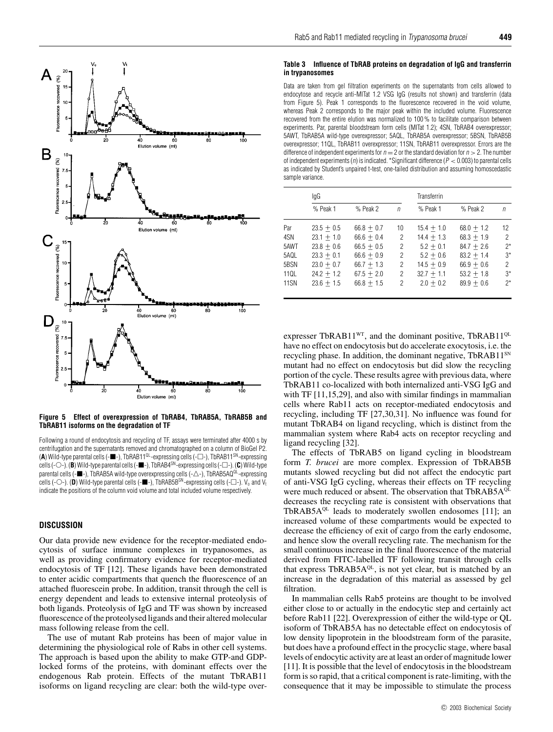**Figure 5 Effect of overexpression of TbRAB4, TbRAB5A, TbRAB5B and TbRAB11 isoforms on the degradation of TF**

Following a round of endocytosis and recycling of TF, assays were terminated after 4000 s by centrifugation and the supernatants removed and chromatographed on a column of BioGel P2. (**A**) Wild-type parental cells (-■-), TbRAB11$^{QL}$-expressing cells (-□-), TbRAB11$^{SN}$-expressing cells (-○-). (**B**) Wild-type parental cells (-■-), TbRAB4$^{SN}$-expressing cells (-□-). (**C**) Wild-type parental cells (-■-), TbRAB5A wild-type overexpressing cells (-△-), TbRAB5AQ$^{QL}$-expressing cells (-○-). (**D**) Wild-type parental cells (-■-), TbRAB5B$^{SN}$-expressing cells (-□-). $V_0$ and $V_t$ indicate the positions of the column void volume and total included volume respectively.

**Table 3 Influence of TbRAB proteins on degradation of IgG and transferrin in trypanosomes**

Data are taken from gel filtration experiments on the supernatants from cells allowed to endocytose and recycle anti-MITat 1.2 VSG IgG (results not shown) and transferrin (data from Figure 5). Peak 1 corresponds to the fluorescence recovered in the void volume, whereas Peak 2 corresponds to the major peak within the included volume. Fluorescence recovered from the entire elution was normalized to 100 % to facilitate comparison between experiments. Par, parental bloodstream form cells (MITat 1.2); 4SN, TbRAB4 overexpressor; 5AWT, TbRAB5A wild-type overexpressor; 5AQL, TbRAB5A overexpressor; 5BSN, TbRAB5B overexpressor; 11QL, TbRAB11 overexpressor; 11SN, TbRAB11 overexpressor. Errors are the difference of independent experiments for $n = 2$ or the standard deviation for $n > 2$. The number of independent experiments ($n$) is indicated. *Significant difference ($P < 0.003$) to parental cells as indicated by Student's unpaired t-test, one-tailed distribution and assuming homoscedastic sample variance.

| | IgG | | | Transferrin | | |
|---|---|---|---|---|---|---|
| | % Peak 1 | % Peak 2 | $n$ | % Peak 1 | % Peak 2 | $n$ |
| Par | 23.5 ± 0.5 | 66.8 ± 0.7 | 10 | 15.4 ± 1.0 | 68.0 ± 1.2 | 12 |
| 4SN | 23.1 ± 1.0 | 66.6 ± 0.4 | 2 | 14.4 ± 1.3 | 68.3 ± 1.9 | 2 |
| 5AWT | 23.8 ± 0.6 | 66.5 ± 0.5 | 2 | 5.2 ± 0.1 | 84.7 ± 2.6 | 2* |
| 5AQL | 23.3 ± 0.1 | 66.6 ± 0.9 | 2 | 5.2 ± 0.6 | 83.2 ± 1.4 | 3* |
| 5BSN | 23.0 ± 0.7 | 66.7 ± 1.3 | 2 | 14.5 ± 0.9 | 66.9 ± 0.6 | 2 |
| 11QL | 24.2 ± 1.2 | 67.5 ± 2.0 | 2 | 32.7 ± 1.1 | 53.2 ± 1.8 | 3* |
| 11SN | 23.6 ± 1.5 | 66.8 ± 1.5 | 2 | 2.0 ± 0.2 | 89.9 ± 0.6 | 2* |

## DISCUSSION

Our data provide new evidence for the receptor-mediated endocytosis of surface immune complexes in trypanosomes, as well as providing confirmatory evidence for receptor-mediated endocytosis of TF [12]. These ligands have been demonstrated to enter acidic compartments that quench the fluorescence of an attached fluorescein probe. In addition, transit through the cell is energy dependent and leads to extensive internal proteolysis of both ligands. Proteolysis of IgG and TF was shown by increased fluorescence of the proteolysed ligands and their altered molecular mass following release from the cell.

The use of mutant Rab proteins has been of major value in determining the physiological role of Rabs in other cell systems. The approach is based upon the ability to make GTP-and GDP-locked forms of the proteins, with dominant effects over the endogenous Rab protein. Effects of the mutant TbRAB11 isoforms on ligand recycling are clear: both the wild-type overexpresser TbRAB11$^{WT}$, and the dominant positive, TbRAB11$^{QL}$ have no effect on endocytosis but do accelerate exocytosis, i.e. the recycling phase. In addition, the dominant negative, TbRAB11$^{SN}$ mutant had no effect on endocytosis but did slow the recycling portion of the cycle. These results agree with previous data, where TbRAB11 co-localized with both internalized anti-VSG IgG and with TF [11,15,29], and also with similar findings in mammalian cells where Rab11 acts on receptor-mediated endocytosis and recycling, including TF [27,30,31]. No influence was found for mutant TbRAB4 on ligand recycling, which is distinct from the mammalian system where Rab4 acts on receptor recycling and ligand recycling [32].

The effects of TbRAB5 on ligand cycling in bloodstream form *T. brucei* are more complex. Expression of TbRAB5B mutants slowed recycling but did not affect the endocytic part of anti-VSG IgG cycling, whereas their effects on TF recycling were much reduced or absent. The observation that TbRAB5A$^{QL}$ decreases the recycling rate is consistent with observations that TbRAB5A$^{QL}$ leads to moderately swollen endosomes [11]; an increased volume of these compartments would be expected to decrease the efficiency of exit of cargo from the early endosome, and hence slow the overall recycling rate. The mechanism for the small continuous increase in the final fluorescence of the material derived from FITC-labelled TF following transit through cells that express TbRAB5A$^{QL}$, is not yet clear, but is matched by an increase in the degradation of this material as assessed by gel filtration.

In mammalian cells Rab5 proteins are thought to be involved either close to or actually in the endocytic step and certainly act before Rab11 [22]. Overexpression of either the wild-type or QL isoform of TbRAB5A has no detectable effect on endocytosis of low density lipoprotein in the bloodstream form of the parasite, but does have a profound effect in the procyclic stage, where basal levels of endocytic activity are at least an order of magnitude lower [11]. It is possible that the level of endocytosis in the bloodstream form is so rapid, that a critical component is rate-limiting, with the consequence that it may be impossible to stimulate the process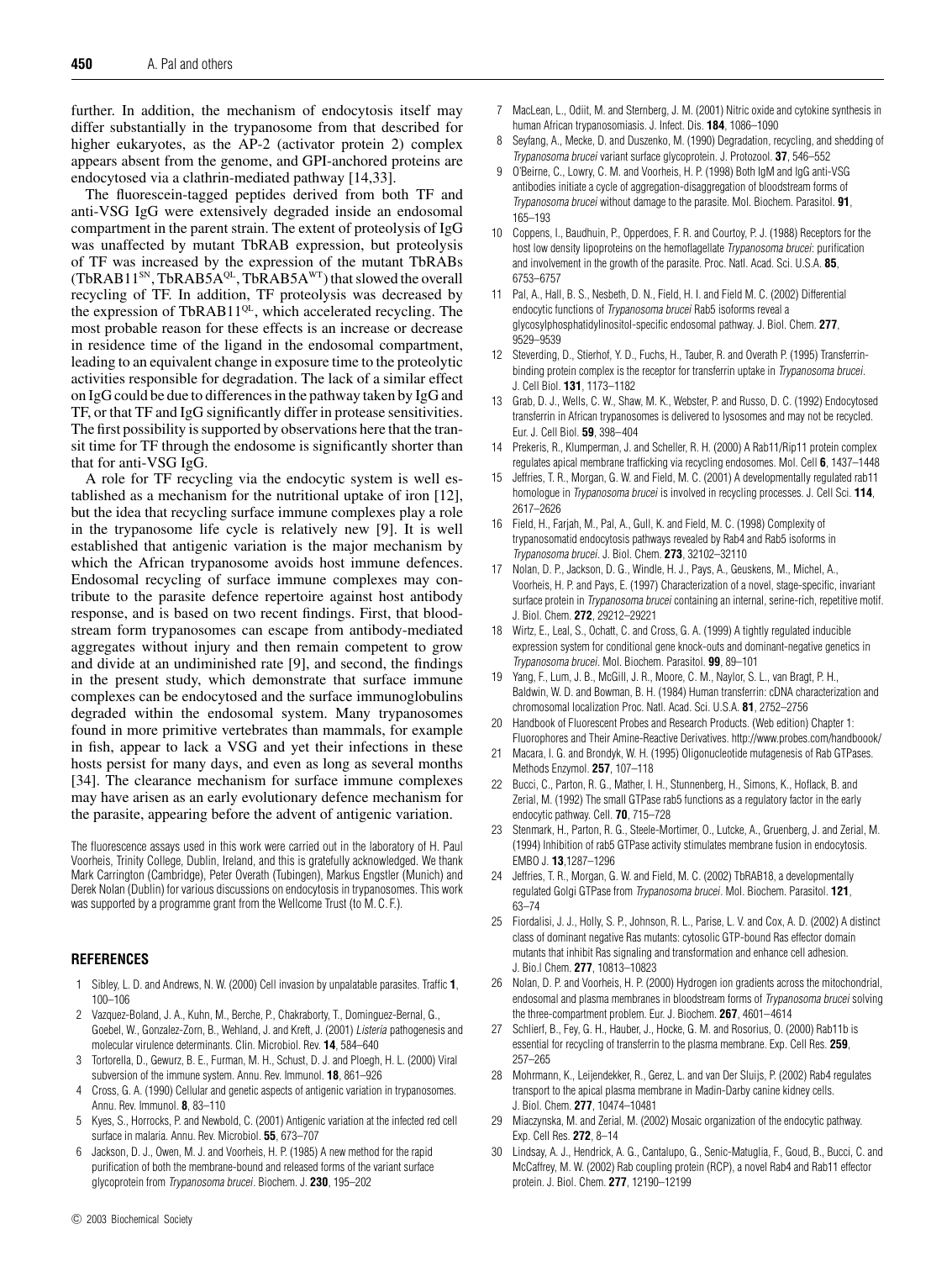further. In addition, the mechanism of endocytosis itself may differ substantially in the trypanosome from that described for higher eukaryotes, as the AP-2 (activator protein 2) complex appears absent from the genome, and GPI-anchored proteins are endocytosed via a clathrin-mediated pathway [14,33].

The fluorescein-tagged peptides derived from both TF and anti-VSG IgG were extensively degraded inside an endosomal compartment in the parent strain. The extent of proteolysis of IgG was unaffected by mutant TbRAB expression, but proteolysis of TF was increased by the expression of the mutant TbRABs ($TbRAB11^{SN}$, $TbRAB5A^{QL}$, $TbRAB5A^{WT}$) that slowed the overall recycling of TF. In addition, TF proteolysis was decreased by the expression of $TbRAB11^{QL}$, which accelerated recycling. The most probable reason for these effects is an increase or decrease in residence time of the ligand in the endosomal compartment, leading to an equivalent change in exposure time to the proteolytic activities responsible for degradation. The lack of a similar effect on IgG could be due to differences in the pathway taken by IgG and TF, or that TF and IgG significantly differ in protease sensitivities. The first possibility is supported by observations here that the transit time for TF through the endosome is significantly shorter than that for anti-VSG IgG.

A role for TF recycling via the endocytic system is well established as a mechanism for the nutritional uptake of iron [12], but the idea that recycling surface immune complexes play a role in the trypanosome life cycle is relatively new [9]. It is well established that antigenic variation is the major mechanism by which the African trypanosome avoids host immune defences. Endosomal recycling of surface immune complexes may contribute to the parasite defence repertoire against host antibody response, and is based on two recent findings. First, that bloodstream form trypanosomes can escape from antibody-mediated aggregates without injury and then remain competent to grow and divide at an undiminished rate [9], and second, the findings in the present study, which demonstrate that surface immune complexes can be endocytosed and the surface immunoglobulins degraded within the endosomal system. Many trypanosomes found in more primitive vertebrates than mammals, for example in fish, appear to lack a VSG and yet their infections in these hosts persist for many days, and even as long as several months [34]. The clearance mechanism for surface immune complexes may have arisen as an early evolutionary defence mechanism for the parasite, appearing before the advent of antigenic variation.

The fluorescence assays used in this work were carried out in the laboratory of H. Paul Voorheis, Trinity College, Dublin, Ireland, and this is gratefully acknowledged. We thank Mark Carrington (Cambridge), Peter Overath (Tubingen), Markus Engstler (Munich) and Derek Nolan (Dublin) for various discussions on endocytosis in trypanosomes. This work was supported by a programme grant from the Wellcome Trust (to M. C. F.).

## REFERENCES

1. Sibley, L. D. and Andrews, N. W. (2000) Cell invasion by unpalatable parasites. Traffic **1**, 100–106
2. Vazquez-Boland, J. A., Kuhn, M., Berche, P., Chakraborty, T., Dominguez-Bernal, G., Goebel, W., Gonzalez-Zorn, B., Wehland, J. and Kreft, J. (2001) *Listeria* pathogenesis and molecular virulence determinants. Clin. Microbiol. Rev. **14**, 584–640
3. Tortorella, D., Gewurz, B. E., Furman, M. H., Schust, D. J. and Ploegh, H. L. (2000) Viral subversion of the immune system. Annu. Rev. Immunol. **18**, 861–926
4. Cross, G. A. (1990) Cellular and genetic aspects of antigenic variation in trypanosomes. Annu. Rev. Immunol. **8**, 83–110
5. Kyes, S., Horrocks, P. and Newbold, C. (2001) Antigenic variation at the infected red cell surface in malaria. Annu. Rev. Microbiol. **55**, 673–707
6. Jackson, D. J., Owen, M. J. and Voorheis, H. P. (1985) A new method for the rapid purification of both the membrane-bound and released forms of the variant surface glycoprotein from *Trypanosoma brucei*. Biochem. J. **230**, 195–202
7. MacLean, L., Odiit, M. and Sternberg, J. M. (2001) Nitric oxide and cytokine synthesis in human African trypanosomiasis. J. Infect. Dis. **184**, 1086–1090
8. Seyfang, A., Mecke, D. and Duszenko, M. (1990) Degradation, recycling, and shedding of *Trypanosoma brucei* variant surface glycoprotein. J. Protozool. **37**, 546–552
9. O'Beirne, C., Lowry, C. M. and Voorheis, H. P. (1998) Both IgM and IgG anti-VSG antibodies initiate a cycle of aggregation-disaggregation of bloodstream forms of *Trypanosoma brucei* without damage to the parasite. Mol. Biochem. Parasitol. **91**, 165–193
10. Coppens, I., Baudhuin, P., Opperdoes, F. R. and Courtoy, P. J. (1988) Receptors for the host low density lipoproteins on the hemoflagellate *Trypanosoma brucei*: purification and involvement in the growth of the parasite. Proc. Natl. Acad. Sci. U.S.A. **85**, 6753–6757
11. Pal, A., Hall, B. S., Nesbeth, D. N., Field, H. I. and Field M. C. (2002) Differential endocytic functions of *Trypanosoma brucei* Rab5 isoforms reveal a glycosylphosphatidylinositol-specific endosomal pathway. J. Biol. Chem. **277**, 9529–9539
12. Steverding, D., Stierhof, Y. D., Fuchs, H., Tauber, R. and Overath P. (1995) Transferrin-binding protein complex is the receptor for transferrin uptake in *Trypanosoma brucei*. J. Cell Biol. **131**, 1173–1182
13. Grab, D. J., Wells, C. W., Shaw, M. K., Webster, P. and Russo, D. C. (1992) Endocytosed transferrin in African trypanosomes is delivered to lysosomes and may not be recycled. Eur. J. Cell Biol. **59**, 398–404
14. Prekeris, R., Klumperman, J. and Scheller, R. H. (2000) A Rab11/Rip11 protein complex regulates apical membrane trafficking via recycling endosomes. Mol. Cell **6**, 1437–1448
15. Jeffries, T. R., Morgan, G. W. and Field, M. C. (2001) A developmentally regulated rab11 homologue in *Trypanosoma brucei* is involved in recycling processes. J. Cell Sci. **114**, 2617–2626
16. Field, H., Farjah, M., Pal, A., Gull, K. and Field, M. C. (1998) Complexity of trypanosomatid endocytosis pathways revealed by Rab4 and Rab5 isoforms in *Trypanosoma brucei*. J. Biol. Chem. **273**, 32102–32110
17. Nolan, D. P., Jackson, D. G., Windle, H. J., Pays, A., Geuskens, M., Michel, A., Voorheis, H. P. and Pays, E. (1997) Characterization of a novel, stage-specific, invariant surface protein in *Trypanosoma brucei* containing an internal, serine-rich, repetitive motif. J. Biol. Chem. **272**, 29212–29221
18. Wirtz, E., Leal, S., Ochatt, C. and Cross, G. A. (1999) A tightly regulated inducible expression system for conditional gene knock-outs and dominant-negative genetics in *Trypanosoma brucei*. Mol. Biochem. Parasitol. **99**, 89–101
19. Yang, F., Lum, J. B., McGill, J. R., Moore, C. M., Naylor, S. L., van Bragt, P. H., Baldwin, W. D. and Bowman, B. H. (1984) Human transferrin: cDNA characterization and chromosomal localization Proc. Natl. Acad. Sci. U.S.A. **81**, 2752–2756
20. Handbook of Fluorescent Probes and Research Products. (Web edition) Chapter 1: Fluorophores and Their Amine-Reactive Derivatives. http://www.probes.com/handboook/
21. Macara, I. G. and Brondyk, W. H. (1995) Oligonucleotide mutagenesis of Rab GTPases. Methods Enzymol. **257**, 107–118
22. Bucci, C., Parton, R. G., Mather, I. H., Stunnenberg, H., Simons, K., Hoflack, B. and Zerial, M. (1992) The small GTPase rab5 functions as a regulatory factor in the early endocytic pathway. Cell. **70**, 715–728
23. Stenmark, H., Parton, R. G., Steele-Mortimer, O., Lutcke, A., Gruenberg, J. and Zerial, M. (1994) Inhibition of rab5 GTPase activity stimulates membrane fusion in endocytosis. EMBO J. **13**,1287–1296
24. Jeffries, T. R., Morgan, G. W. and Field, M. C. (2002) TbRAB18, a developmentally regulated Golgi GTPase from *Trypanosoma brucei*. Mol. Biochem. Parasitol. **121**, 63–74
25. Fiordalisi, J. J., Holly, S. P., Johnson, R. L., Parise, L. V. and Cox, A. D. (2002) A distinct class of dominant negative Ras mutants: cytosolic GTP-bound Ras effector domain mutants that inhibit Ras signaling and transformation and enhance cell adhesion. J. Bio.l Chem. **277**, 10813–10823
26. Nolan, D. P. and Voorheis, H. P. (2000) Hydrogen ion gradients across the mitochondrial, endosomal and plasma membranes in bloodstream forms of *Trypanosoma brucei* solving the three-compartment problem. Eur. J. Biochem. **267**, 4601–4614
27. Schlierf, B., Fey, G. H., Hauber, J., Hocke, G. M. and Rosorius, O. (2000) Rab11b is essential for recycling of transferrin to the plasma membrane. Exp. Cell Res. **259**, 257–265
28. Mohrmann, K., Leijendekker, R., Gerez, L. and van Der Sluijs, P. (2002) Rab4 regulates transport to the apical plasma membrane in Madin-Darby canine kidney cells. J. Biol. Chem. **277**, 10474–10481
29. Miaczynska, M. and Zerial, M. (2002) Mosaic organization of the endocytic pathway. Exp. Cell Res. **272**, 8–14
30. Lindsay, A. J., Hendrick, A. G., Cantalupo, G., Senic-Matuglia, F., Goud, B., Bucci, C. and McCaffrey, M. W. (2002) Rab coupling protein (RCP), a novel Rab4 and Rab11 effector protein. J. Biol. Chem. **277**, 12190–12199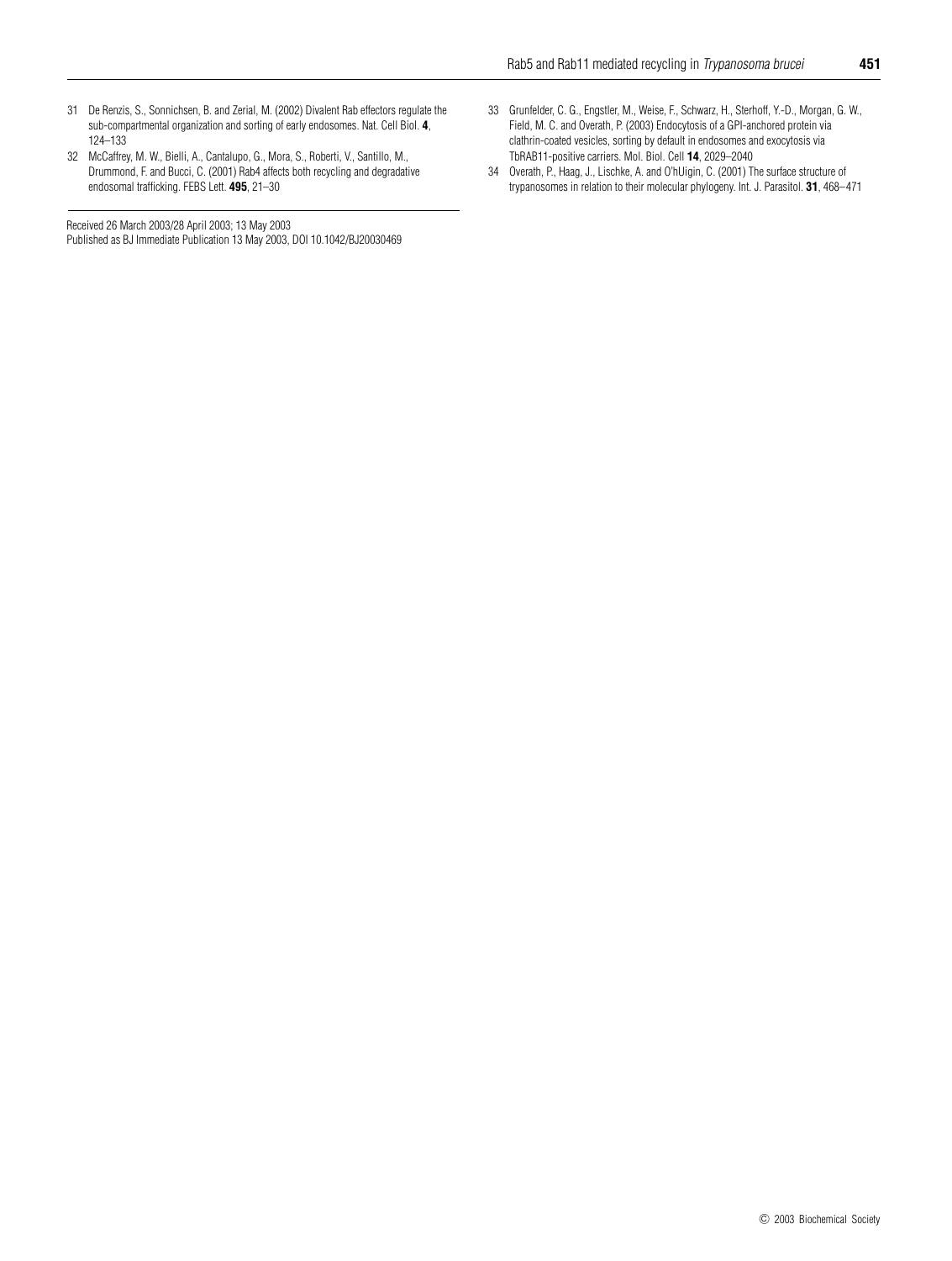31 De Renzis, S., Sonnichsen, B. and Zerial, M. (2002) Divalent Rab effectors regulate the sub-compartmental organization and sorting of early endosomes. Nat. Cell Biol. **4**, 124–133

32 McCaffrey, M. W., Bielli, A., Cantalupo, G., Mora, S., Roberti, V., Santillo, M., Drummond, F. and Bucci, C. (2001) Rab4 affects both recycling and degradative endosomal trafficking. FEBS Lett. **495**, 21–30

33 Grunfelder, C. G., Engstler, M., Weise, F., Schwarz, H., Sterhoff, Y.-D., Morgan, G. W., Field, M. C. and Overath, P. (2003) Endocytosis of a GPI-anchored protein via clathrin-coated vesicles, sorting by default in endosomes and exocytosis via TbRAB11-positive carriers. Mol. Biol. Cell **14**, 2029–2040

34 Overath, P., Haag, J., Lischke, A. and O'hUigin, C. (2001) The surface structure of trypanosomes in relation to their molecular phylogeny. Int. J. Parasitol. **31**, 468–471

Received 26 March 2003/28 April 2003; 13 May 2003
Published as BJ Immediate Publication 13 May 2003, DOI 10.1042/BJ20030469